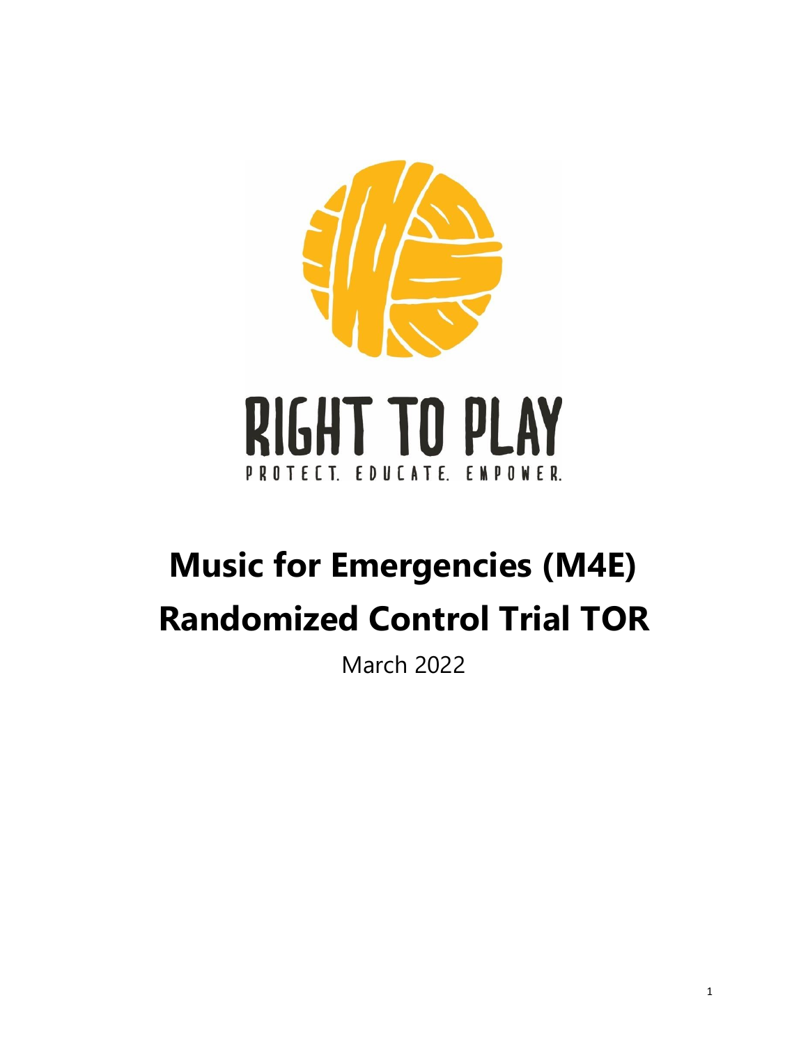RIGHT TO PLAY

PROTECT. EDUCATE. EMPOWER.

# Music for Emergencies (M4E) Randomized Control Trial TOR

March 2022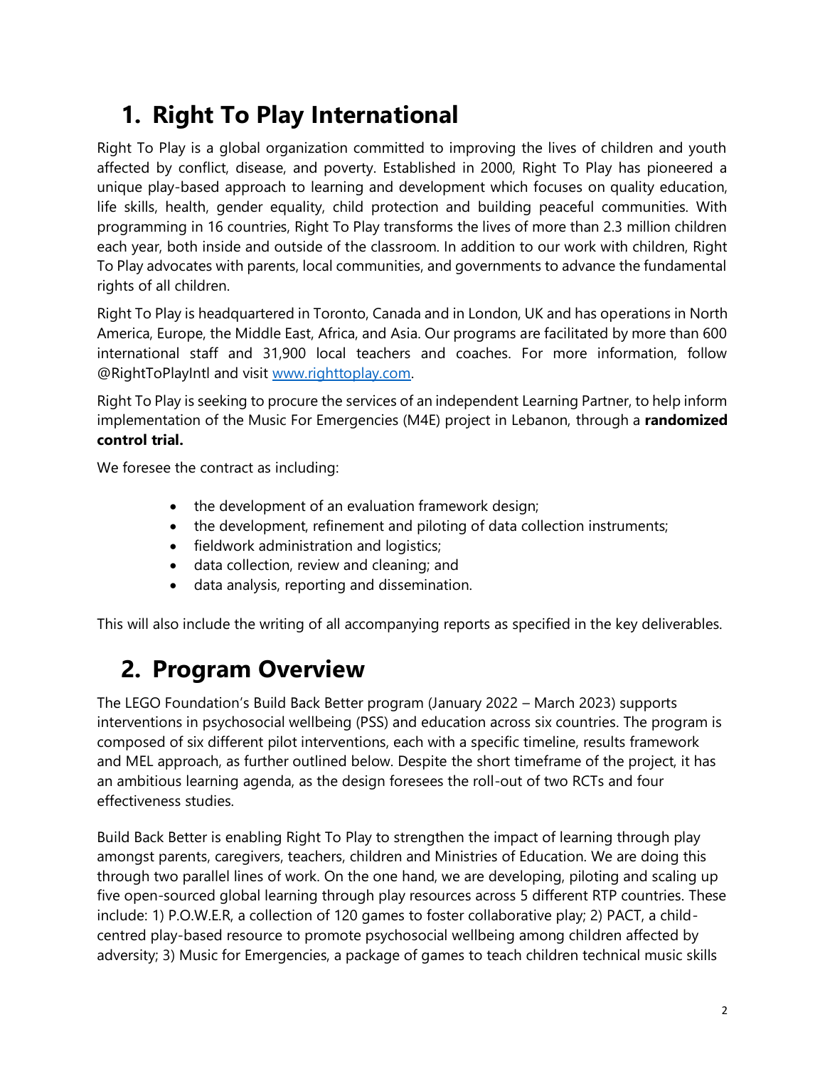# 1. Right To Play International

Right To Play is a global organization committed to improving the lives of children and youth affected by conflict, disease, and poverty. Established in 2000, Right To Play has pioneered a unique play-based approach to learning and development which focuses on quality education, life skills, health, gender equality, child protection and building peaceful communities. With programming in 16 countries, Right To Play transforms the lives of more than 2.3 million children each year, both inside and outside of the classroom. In addition to our work with children, Right To Play advocates with parents, local communities, and governments to advance the fundamental rights of all children.

Right To Play is headquartered in Toronto, Canada and in London, UK and has operations in North America, Europe, the Middle East, Africa, and Asia. Our programs are facilitated by more than 600 international staff and 31,900 local teachers and coaches. For more information, follow @RightToPlayIntl and visit [www.righttoplay.com](www.righttoplay.com).

Right To Play is seeking to procure the services of an independent Learning Partner, to help inform implementation of the Music For Emergencies (M4E) project in Lebanon, through a **randomized control trial.**

We foresee the contract as including:

- the development of an evaluation framework design;
- the development, refinement and piloting of data collection instruments;
- fieldwork administration and logistics;
- data collection, review and cleaning; and
- data analysis, reporting and dissemination.

This will also include the writing of all accompanying reports as specified in the key deliverables.

# 2. Program Overview

The LEGO Foundation's Build Back Better program (January 2022 – March 2023) supports interventions in psychosocial wellbeing (PSS) and education across six countries. The program is composed of six different pilot interventions, each with a specific timeline, results framework and MEL approach, as further outlined below. Despite the short timeframe of the project, it has an ambitious learning agenda, as the design foresees the roll-out of two RCTs and four effectiveness studies.

Build Back Better is enabling Right To Play to strengthen the impact of learning through play amongst parents, caregivers, teachers, children and Ministries of Education. We are doing this through two parallel lines of work. On the one hand, we are developing, piloting and scaling up five open-sourced global learning through play resources across 5 different RTP countries. These include: 1) P.O.W.E.R, a collection of 120 games to foster collaborative play; 2) PACT, a child-centred play-based resource to promote psychosocial wellbeing among children affected by adversity; 3) Music for Emergencies, a package of games to teach children technical music skills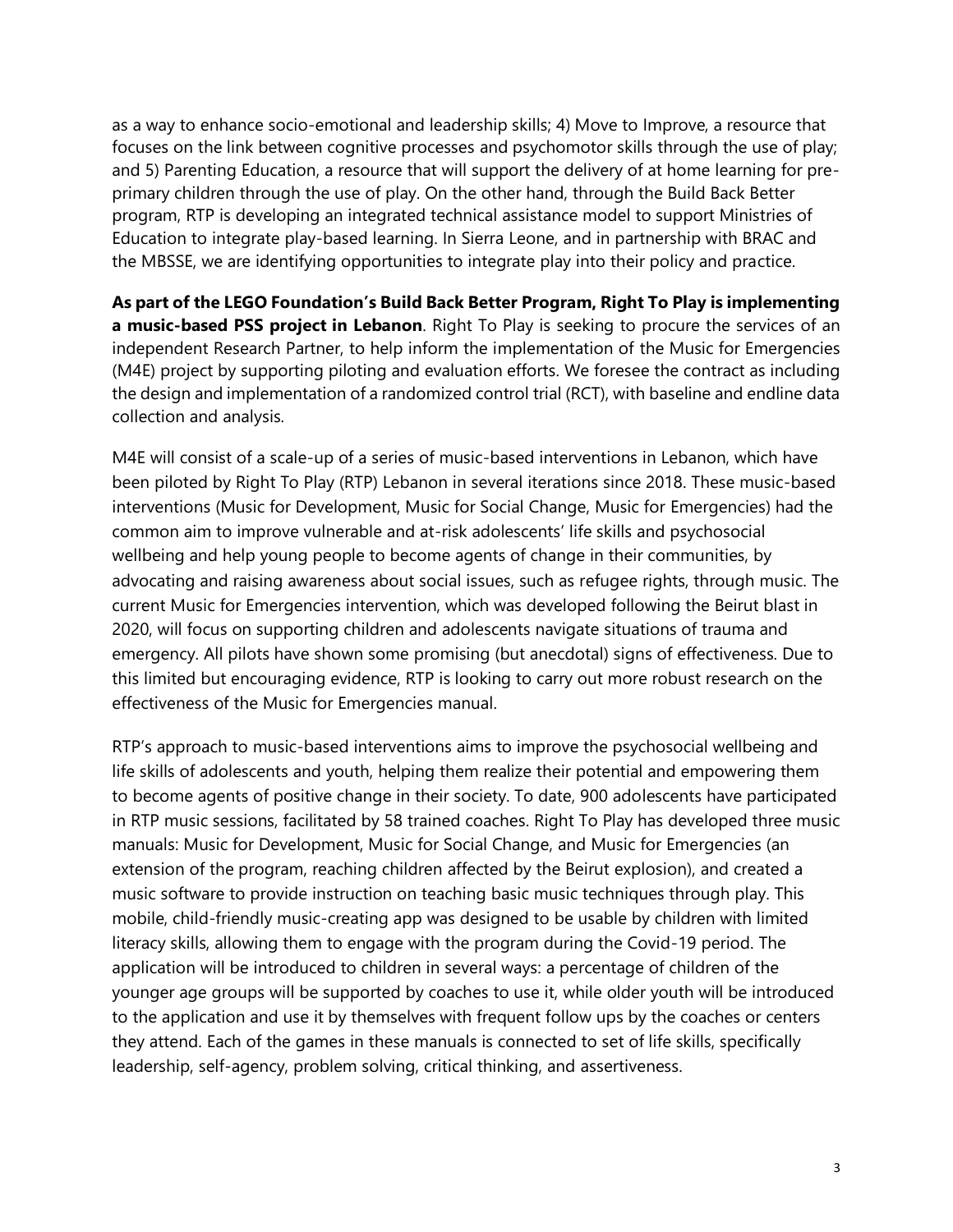as a way to enhance socio-emotional and leadership skills; 4) Move to Improve, a resource that focuses on the link between cognitive processes and psychomotor skills through the use of play; and 5) Parenting Education, a resource that will support the delivery of at home learning for pre-primary children through the use of play. On the other hand, through the Build Back Better program, RTP is developing an integrated technical assistance model to support Ministries of Education to integrate play-based learning. In Sierra Leone, and in partnership with BRAC and the MBSSE, we are identifying opportunities to integrate play into their policy and practice.

**As part of the LEGO Foundation's Build Back Better Program, Right To Play is implementing a music-based PSS project in Lebanon**. Right To Play is seeking to procure the services of an independent Research Partner, to help inform the implementation of the Music for Emergencies (M4E) project by supporting piloting and evaluation efforts. We foresee the contract as including the design and implementation of a randomized control trial (RCT), with baseline and endline data collection and analysis.

M4E will consist of a scale-up of a series of music-based interventions in Lebanon, which have been piloted by Right To Play (RTP) Lebanon in several iterations since 2018. These music-based interventions (Music for Development, Music for Social Change, Music for Emergencies) had the common aim to improve vulnerable and at-risk adolescents' life skills and psychosocial wellbeing and help young people to become agents of change in their communities, by advocating and raising awareness about social issues, such as refugee rights, through music. The current Music for Emergencies intervention, which was developed following the Beirut blast in 2020, will focus on supporting children and adolescents navigate situations of trauma and emergency. All pilots have shown some promising (but anecdotal) signs of effectiveness. Due to this limited but encouraging evidence, RTP is looking to carry out more robust research on the effectiveness of the Music for Emergencies manual.

RTP's approach to music-based interventions aims to improve the psychosocial wellbeing and life skills of adolescents and youth, helping them realize their potential and empowering them to become agents of positive change in their society. To date, 900 adolescents have participated in RTP music sessions, facilitated by 58 trained coaches. Right To Play has developed three music manuals: Music for Development, Music for Social Change, and Music for Emergencies (an extension of the program, reaching children affected by the Beirut explosion), and created a music software to provide instruction on teaching basic music techniques through play. This mobile, child-friendly music-creating app was designed to be usable by children with limited literacy skills, allowing them to engage with the program during the Covid-19 period. The application will be introduced to children in several ways: a percentage of children of the younger age groups will be supported by coaches to use it, while older youth will be introduced to the application and use it by themselves with frequent follow ups by the coaches or centers they attend. Each of the games in these manuals is connected to set of life skills, specifically leadership, self-agency, problem solving, critical thinking, and assertiveness.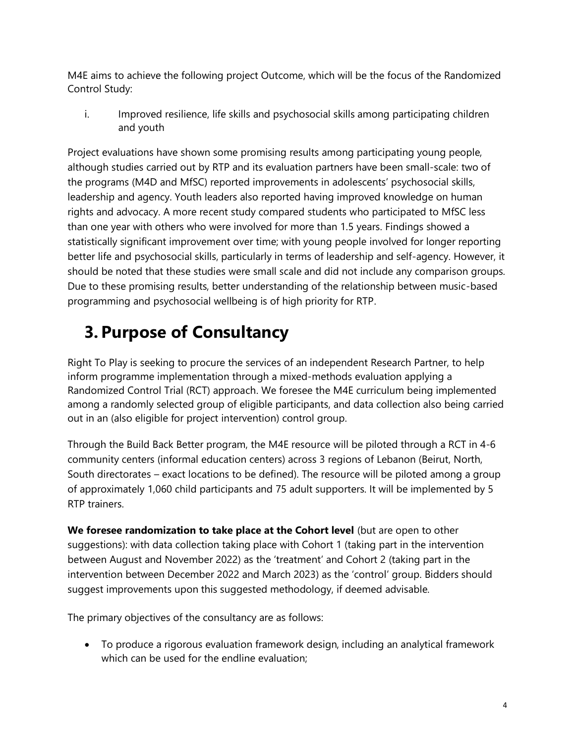M4E aims to achieve the following project Outcome, which will be the focus of the Randomized Control Study:

i. Improved resilience, life skills and psychosocial skills among participating children and youth

Project evaluations have shown some promising results among participating young people, although studies carried out by RTP and its evaluation partners have been small-scale: two of the programs (M4D and MfSC) reported improvements in adolescents' psychosocial skills, leadership and agency. Youth leaders also reported having improved knowledge on human rights and advocacy. A more recent study compared students who participated to MfSC less than one year with others who were involved for more than 1.5 years. Findings showed a statistically significant improvement over time; with young people involved for longer reporting better life and psychosocial skills, particularly in terms of leadership and self-agency. However, it should be noted that these studies were small scale and did not include any comparison groups. Due to these promising results, better understanding of the relationship between music-based programming and psychosocial wellbeing is of high priority for RTP.

# 3. Purpose of Consultancy

Right To Play is seeking to procure the services of an independent Research Partner, to help inform programme implementation through a mixed-methods evaluation applying a Randomized Control Trial (RCT) approach. We foresee the M4E curriculum being implemented among a randomly selected group of eligible participants, and data collection also being carried out in an (also eligible for project intervention) control group.

Through the Build Back Better program, the M4E resource will be piloted through a RCT in 4-6 community centers (informal education centers) across 3 regions of Lebanon (Beirut, North, South directorates – exact locations to be defined). The resource will be piloted among a group of approximately 1,060 child participants and 75 adult supporters. It will be implemented by 5 RTP trainers.

**We foresee randomization to take place at the Cohort level** (but are open to other suggestions): with data collection taking place with Cohort 1 (taking part in the intervention between August and November 2022) as the 'treatment' and Cohort 2 (taking part in the intervention between December 2022 and March 2023) as the 'control' group. Bidders should suggest improvements upon this suggested methodology, if deemed advisable.

The primary objectives of the consultancy are as follows:

- To produce a rigorous evaluation framework design, including an analytical framework which can be used for the endline evaluation;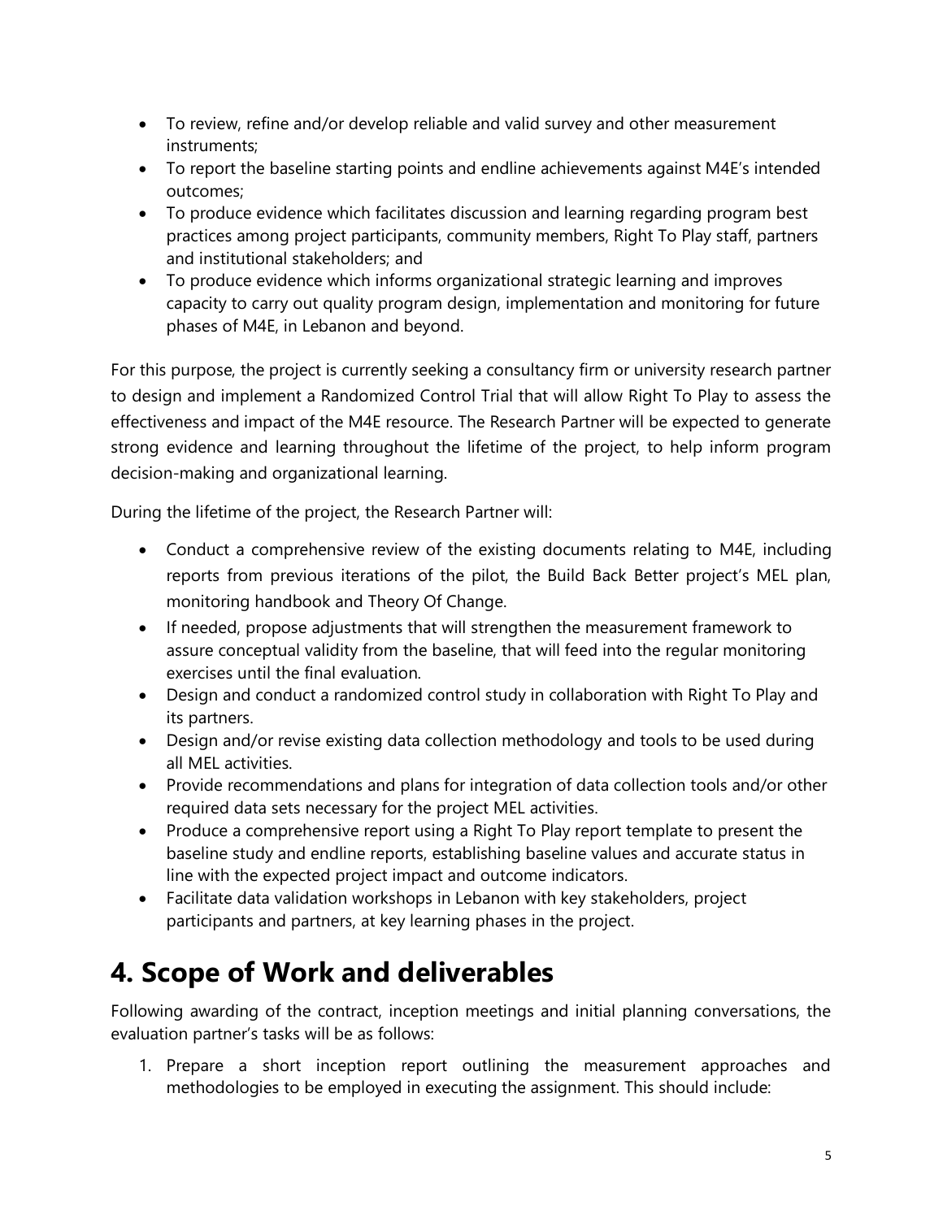- To review, refine and/or develop reliable and valid survey and other measurement instruments;
- To report the baseline starting points and endline achievements against M4E's intended outcomes;
- To produce evidence which facilitates discussion and learning regarding program best practices among project participants, community members, Right To Play staff, partners and institutional stakeholders; and
- To produce evidence which informs organizational strategic learning and improves capacity to carry out quality program design, implementation and monitoring for future phases of M4E, in Lebanon and beyond.

For this purpose, the project is currently seeking a consultancy firm or university research partner to design and implement a Randomized Control Trial that will allow Right To Play to assess the effectiveness and impact of the M4E resource. The Research Partner will be expected to generate strong evidence and learning throughout the lifetime of the project, to help inform program decision-making and organizational learning.

During the lifetime of the project, the Research Partner will:

- Conduct a comprehensive review of the existing documents relating to M4E, including reports from previous iterations of the pilot, the Build Back Better project's MEL plan, monitoring handbook and Theory Of Change.
- If needed, propose adjustments that will strengthen the measurement framework to assure conceptual validity from the baseline, that will feed into the regular monitoring exercises until the final evaluation.
- Design and conduct a randomized control study in collaboration with Right To Play and its partners.
- Design and/or revise existing data collection methodology and tools to be used during all MEL activities.
- Provide recommendations and plans for integration of data collection tools and/or other required data sets necessary for the project MEL activities.
- Produce a comprehensive report using a Right To Play report template to present the baseline study and endline reports, establishing baseline values and accurate status in line with the expected project impact and outcome indicators.
- Facilitate data validation workshops in Lebanon with key stakeholders, project participants and partners, at key learning phases in the project.

# 4. Scope of Work and deliverables

Following awarding of the contract, inception meetings and initial planning conversations, the evaluation partner's tasks will be as follows:

1. Prepare a short inception report outlining the measurement approaches and methodologies to be employed in executing the assignment. This should include: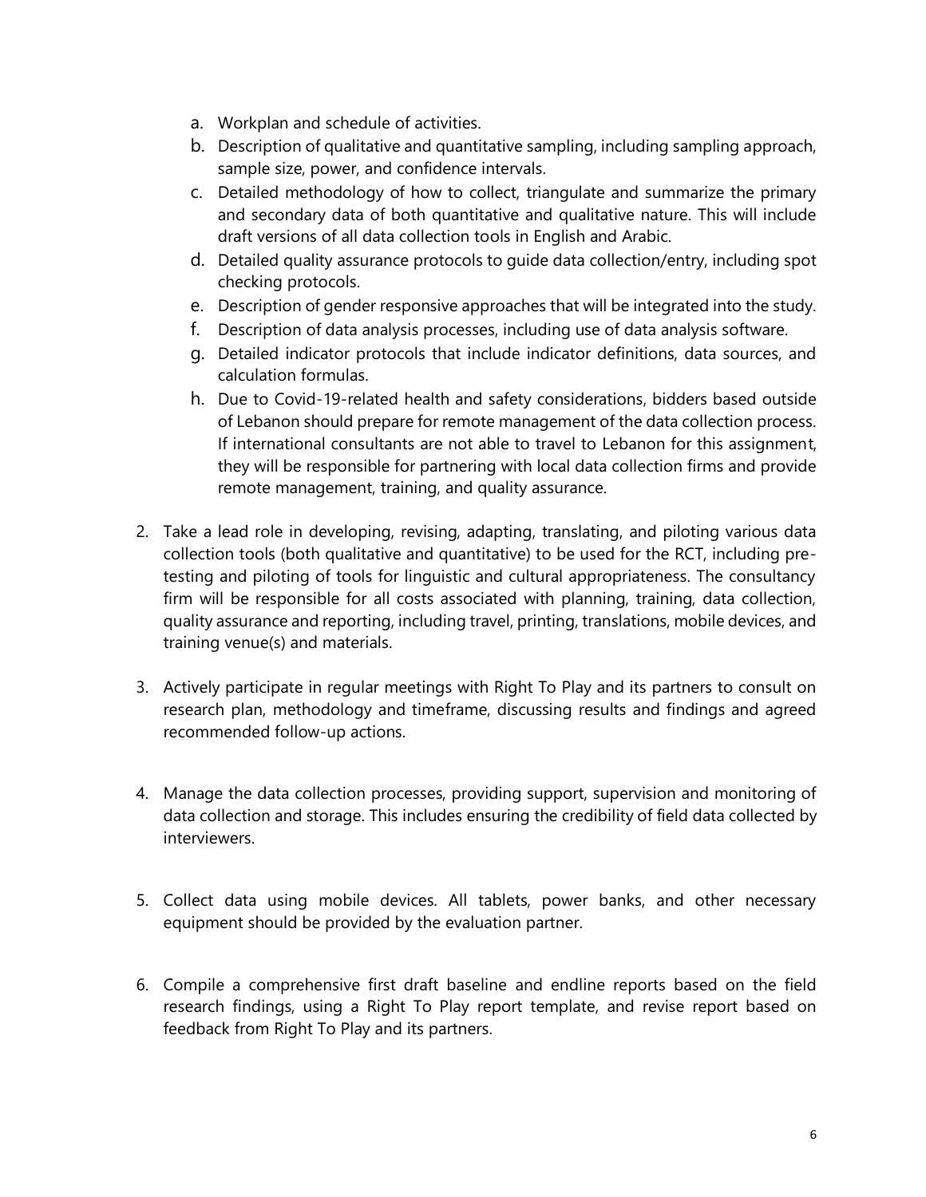a. Workplan and schedule of activities.
   b. Description of qualitative and quantitative sampling, including sampling approach, sample size, power, and confidence intervals.
   c. Detailed methodology of how to collect, triangulate and summarize the primary and secondary data of both quantitative and qualitative nature. This will include draft versions of all data collection tools in English and Arabic.
   d. Detailed quality assurance protocols to guide data collection/entry, including spot checking protocols.
   e. Description of gender responsive approaches that will be integrated into the study.
   f. Description of data analysis processes, including use of data analysis software.
   g. Detailed indicator protocols that include indicator definitions, data sources, and calculation formulas.
   h. Due to Covid-19-related health and safety considerations, bidders based outside of Lebanon should prepare for remote management of the data collection process. If international consultants are not able to travel to Lebanon for this assignment, they will be responsible for partnering with local data collection firms and provide remote management, training, and quality assurance.

2. Take a lead role in developing, revising, adapting, translating, and piloting various data collection tools (both qualitative and quantitative) to be used for the RCT, including pre-testing and piloting of tools for linguistic and cultural appropriateness. The consultancy firm will be responsible for all costs associated with planning, training, data collection, quality assurance and reporting, including travel, printing, translations, mobile devices, and training venue(s) and materials.

3. Actively participate in regular meetings with Right To Play and its partners to consult on research plan, methodology and timeframe, discussing results and findings and agreed recommended follow-up actions.

4. Manage the data collection processes, providing support, supervision and monitoring of data collection and storage. This includes ensuring the credibility of field data collected by interviewers.

5. Collect data using mobile devices. All tablets, power banks, and other necessary equipment should be provided by the evaluation partner.

6. Compile a comprehensive first draft baseline and endline reports based on the field research findings, using a Right To Play report template, and revise report based on feedback from Right To Play and its partners.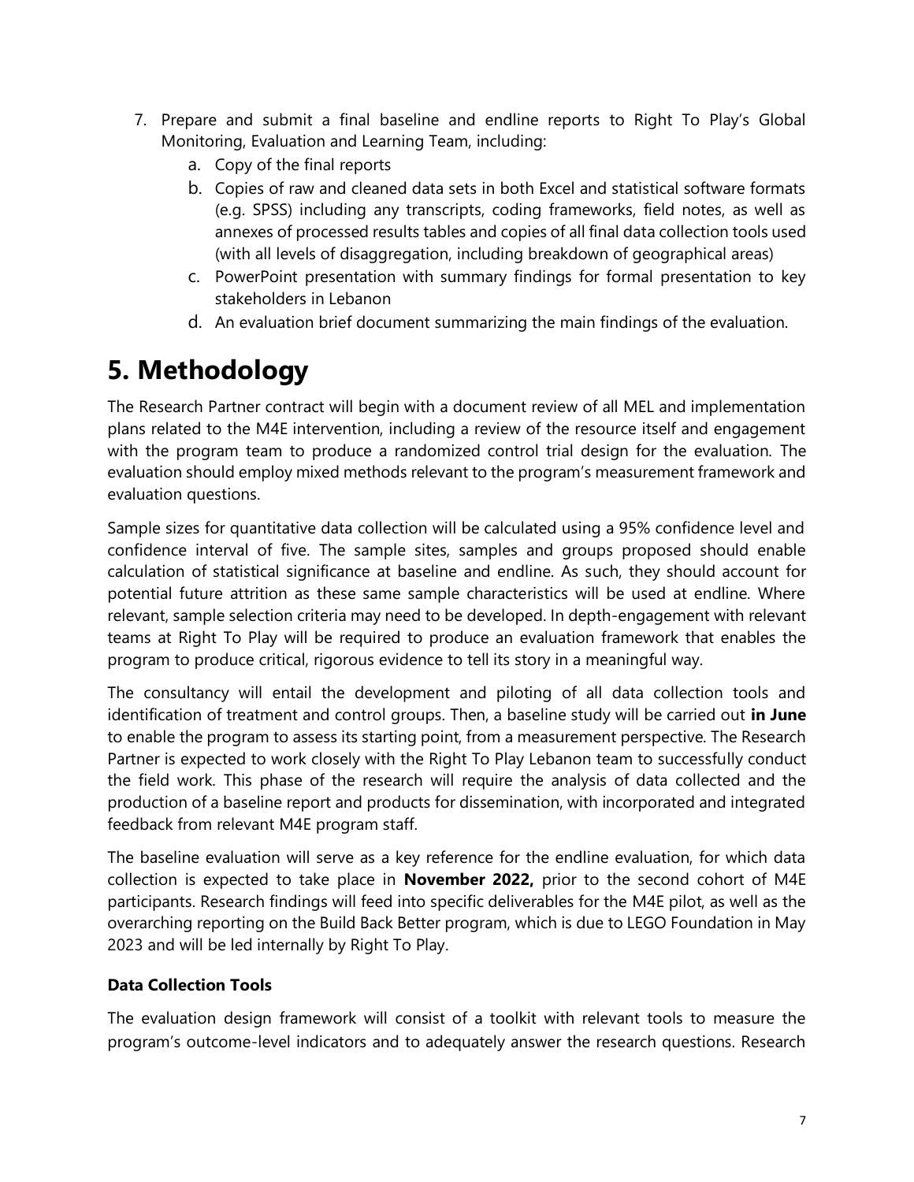7. Prepare and submit a final baseline and endline reports to Right To Play's Global Monitoring, Evaluation and Learning Team, including:
    a. Copy of the final reports
    b. Copies of raw and cleaned data sets in both Excel and statistical software formats (e.g. SPSS) including any transcripts, coding frameworks, field notes, as well as annexes of processed results tables and copies of all final data collection tools used (with all levels of disaggregation, including breakdown of geographical areas)
    c. PowerPoint presentation with summary findings for formal presentation to key stakeholders in Lebanon
    d. An evaluation brief document summarizing the main findings of the evaluation.

# 5. Methodology

The Research Partner contract will begin with a document review of all MEL and implementation plans related to the M4E intervention, including a review of the resource itself and engagement with the program team to produce a randomized control trial design for the evaluation. The evaluation should employ mixed methods relevant to the program's measurement framework and evaluation questions.

Sample sizes for quantitative data collection will be calculated using a 95% confidence level and confidence interval of five. The sample sites, samples and groups proposed should enable calculation of statistical significance at baseline and endline. As such, they should account for potential future attrition as these same sample characteristics will be used at endline. Where relevant, sample selection criteria may need to be developed. In depth-engagement with relevant teams at Right To Play will be required to produce an evaluation framework that enables the program to produce critical, rigorous evidence to tell its story in a meaningful way.

The consultancy will entail the development and piloting of all data collection tools and identification of treatment and control groups. Then, a baseline study will be carried out **in June** to enable the program to assess its starting point, from a measurement perspective. The Research Partner is expected to work closely with the Right To Play Lebanon team to successfully conduct the field work. This phase of the research will require the analysis of data collected and the production of a baseline report and products for dissemination, with incorporated and integrated feedback from relevant M4E program staff.

The baseline evaluation will serve as a key reference for the endline evaluation, for which data collection is expected to take place in **November 2022,** prior to the second cohort of M4E participants. Research findings will feed into specific deliverables for the M4E pilot, as well as the overarching reporting on the Build Back Better program, which is due to LEGO Foundation in May 2023 and will be led internally by Right To Play.

**Data Collection Tools**

The evaluation design framework will consist of a toolkit with relevant tools to measure the program's outcome-level indicators and to adequately answer the research questions. Research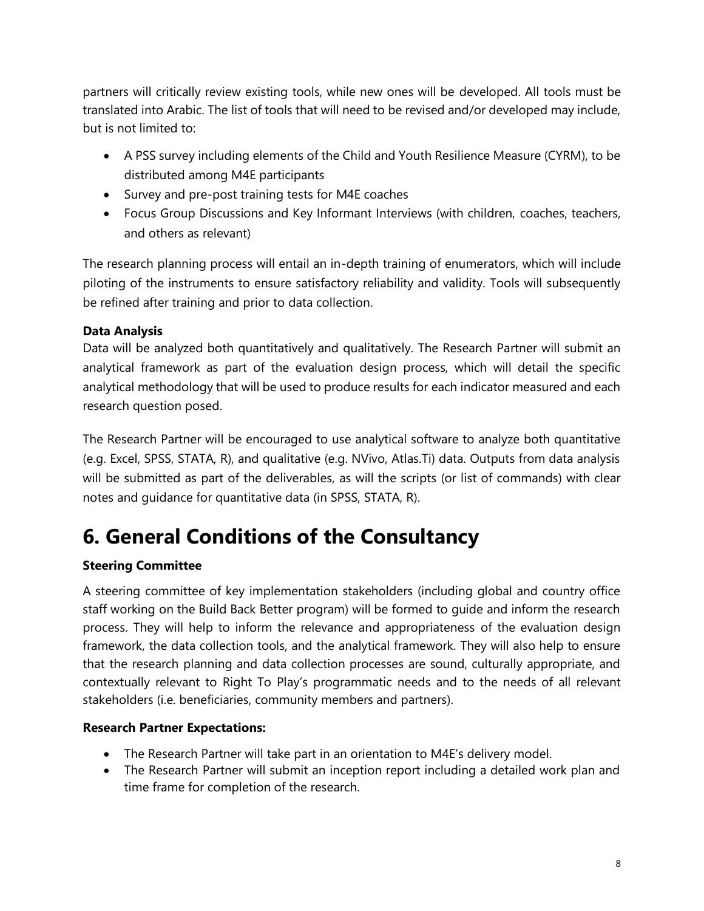partners will critically review existing tools, while new ones will be developed. All tools must be translated into Arabic. The list of tools that will need to be revised and/or developed may include, but is not limited to:

- A PSS survey including elements of the Child and Youth Resilience Measure (CYRM), to be distributed among M4E participants
- Survey and pre-post training tests for M4E coaches
- Focus Group Discussions and Key Informant Interviews (with children, coaches, teachers, and others as relevant)

The research planning process will entail an in-depth training of enumerators, which will include piloting of the instruments to ensure satisfactory reliability and validity. Tools will subsequently be refined after training and prior to data collection.

**Data Analysis**

Data will be analyzed both quantitatively and qualitatively. The Research Partner will submit an analytical framework as part of the evaluation design process, which will detail the specific analytical methodology that will be used to produce results for each indicator measured and each research question posed.

The Research Partner will be encouraged to use analytical software to analyze both quantitative (e.g. Excel, SPSS, STATA, R), and qualitative (e.g. NVivo, Atlas.Ti) data. Outputs from data analysis will be submitted as part of the deliverables, as will the scripts (or list of commands) with clear notes and guidance for quantitative data (in SPSS, STATA, R).

# 6. General Conditions of the Consultancy

**Steering Committee**

A steering committee of key implementation stakeholders (including global and country office staff working on the Build Back Better program) will be formed to guide and inform the research process. They will help to inform the relevance and appropriateness of the evaluation design framework, the data collection tools, and the analytical framework. They will also help to ensure that the research planning and data collection processes are sound, culturally appropriate, and contextually relevant to Right To Play's programmatic needs and to the needs of all relevant stakeholders (i.e. beneficiaries, community members and partners).

**Research Partner Expectations:**

- The Research Partner will take part in an orientation to M4E's delivery model.
- The Research Partner will submit an inception report including a detailed work plan and time frame for completion of the research.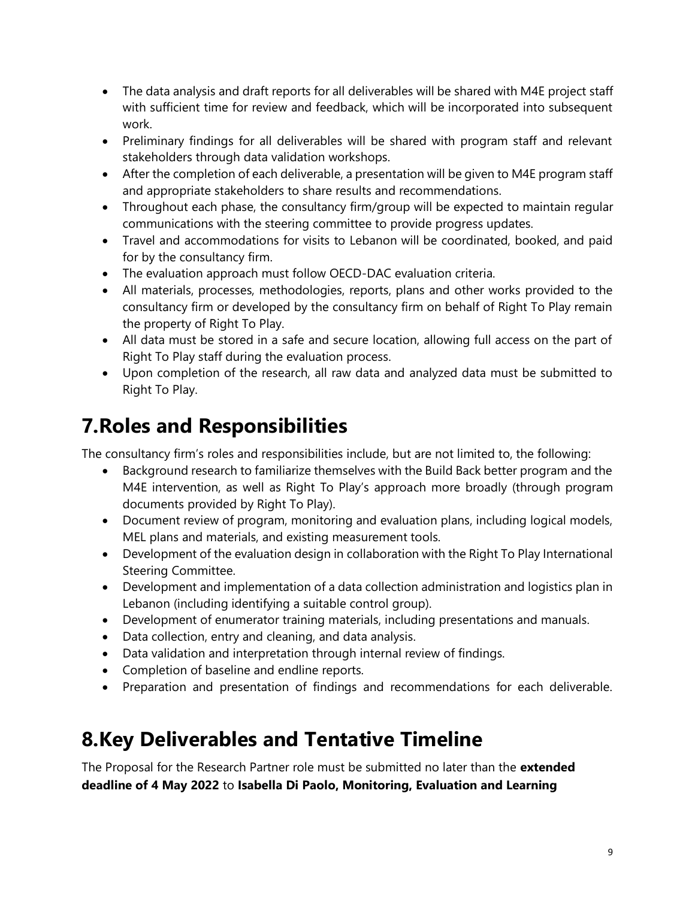- The data analysis and draft reports for all deliverables will be shared with M4E project staff with sufficient time for review and feedback, which will be incorporated into subsequent work.
- Preliminary findings for all deliverables will be shared with program staff and relevant stakeholders through data validation workshops.
- After the completion of each deliverable, a presentation will be given to M4E program staff and appropriate stakeholders to share results and recommendations.
- Throughout each phase, the consultancy firm/group will be expected to maintain regular communications with the steering committee to provide progress updates.
- Travel and accommodations for visits to Lebanon will be coordinated, booked, and paid for by the consultancy firm.
- The evaluation approach must follow OECD-DAC evaluation criteria.
- All materials, processes, methodologies, reports, plans and other works provided to the consultancy firm or developed by the consultancy firm on behalf of Right To Play remain the property of Right To Play.
- All data must be stored in a safe and secure location, allowing full access on the part of Right To Play staff during the evaluation process.
- Upon completion of the research, all raw data and analyzed data must be submitted to Right To Play.

# 7. Roles and Responsibilities

The consultancy firm's roles and responsibilities include, but are not limited to, the following:

- Background research to familiarize themselves with the Build Back better program and the M4E intervention, as well as Right To Play's approach more broadly (through program documents provided by Right To Play).
- Document review of program, monitoring and evaluation plans, including logical models, MEL plans and materials, and existing measurement tools.
- Development of the evaluation design in collaboration with the Right To Play International Steering Committee.
- Development and implementation of a data collection administration and logistics plan in Lebanon (including identifying a suitable control group).
- Development of enumerator training materials, including presentations and manuals.
- Data collection, entry and cleaning, and data analysis.
- Data validation and interpretation through internal review of findings.
- Completion of baseline and endline reports.
- Preparation and presentation of findings and recommendations for each deliverable.

# 8. Key Deliverables and Tentative Timeline

The Proposal for the Research Partner role must be submitted no later than the **extended deadline of 4 May 2022** to **Isabella Di Paolo, Monitoring, Evaluation and Learning**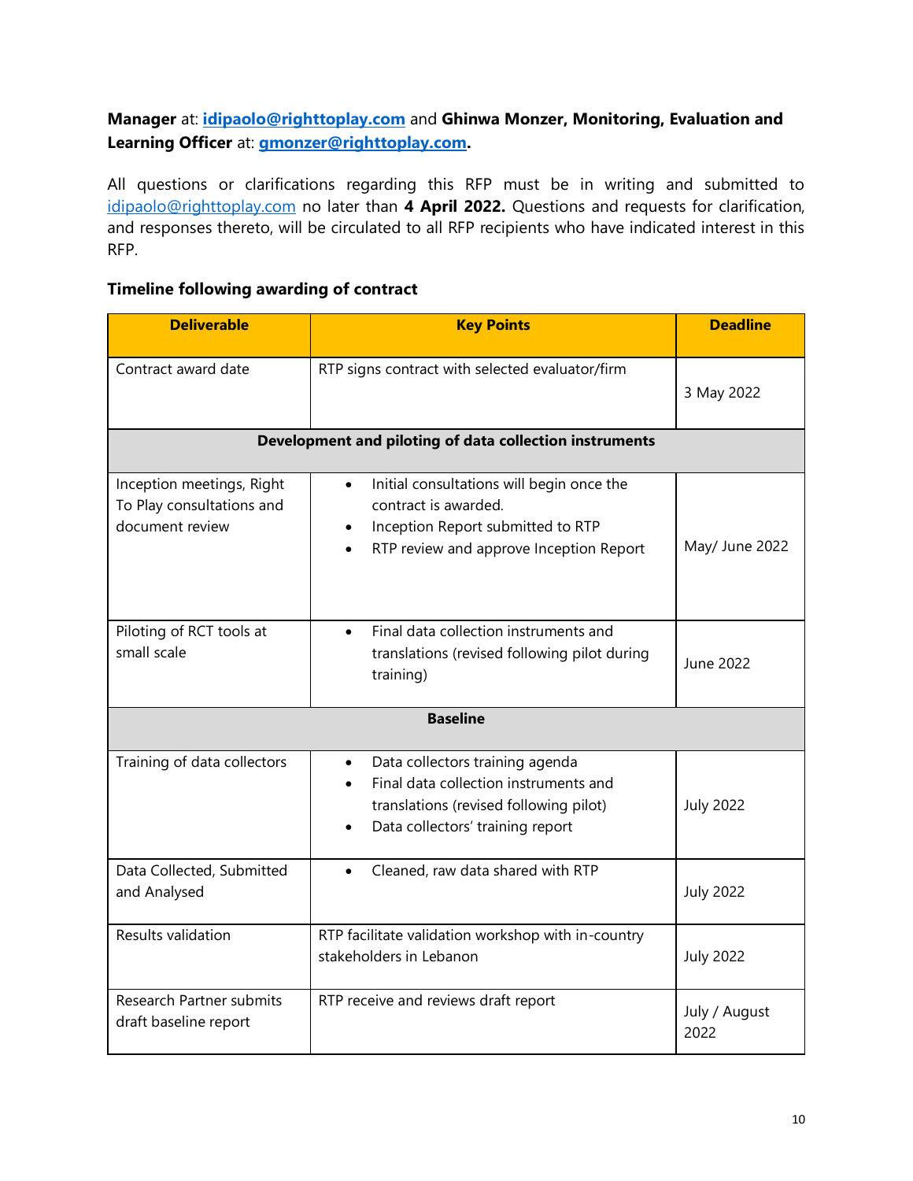**Manager** at: **idipaolo@righttoplay.com** and **Ghinwa Monzer, Monitoring, Evaluation and Learning Officer** at: **gmonzer@righttoplay.com.**

All questions or clarifications regarding this RFP must be in writing and submitted to idipaolo@righttoplay.com no later than **4 April 2022.** Questions and requests for clarification, and responses thereto, will be circulated to all RFP recipients who have indicated interest in this RFP.

**Timeline following awarding of contract**

| Deliverable | Key Points | Deadline |
|---|---|---|
| Contract award date | RTP signs contract with selected evaluator/firm | 3 May 2022 |
| **Development and piloting of data collection instruments** | | |
| Inception meetings, Right To Play consultations and document review | • Initial consultations will begin once the contract is awarded.<br>• Inception Report submitted to RTP<br>• RTP review and approve Inception Report | May/ June 2022 |
| Piloting of RCT tools at small scale | • Final data collection instruments and translations (revised following pilot during training) | June 2022 |
| **Baseline** | | |
| Training of data collectors | • Data collectors training agenda<br>• Final data collection instruments and translations (revised following pilot)<br>• Data collectors' training report | July 2022 |
| Data Collected, Submitted and Analysed | • Cleaned, raw data shared with RTP | July 2022 |
| Results validation | RTP facilitate validation workshop with in-country stakeholders in Lebanon | July 2022 |
| Research Partner submits draft baseline report | RTP receive and reviews draft report | July / August 2022 |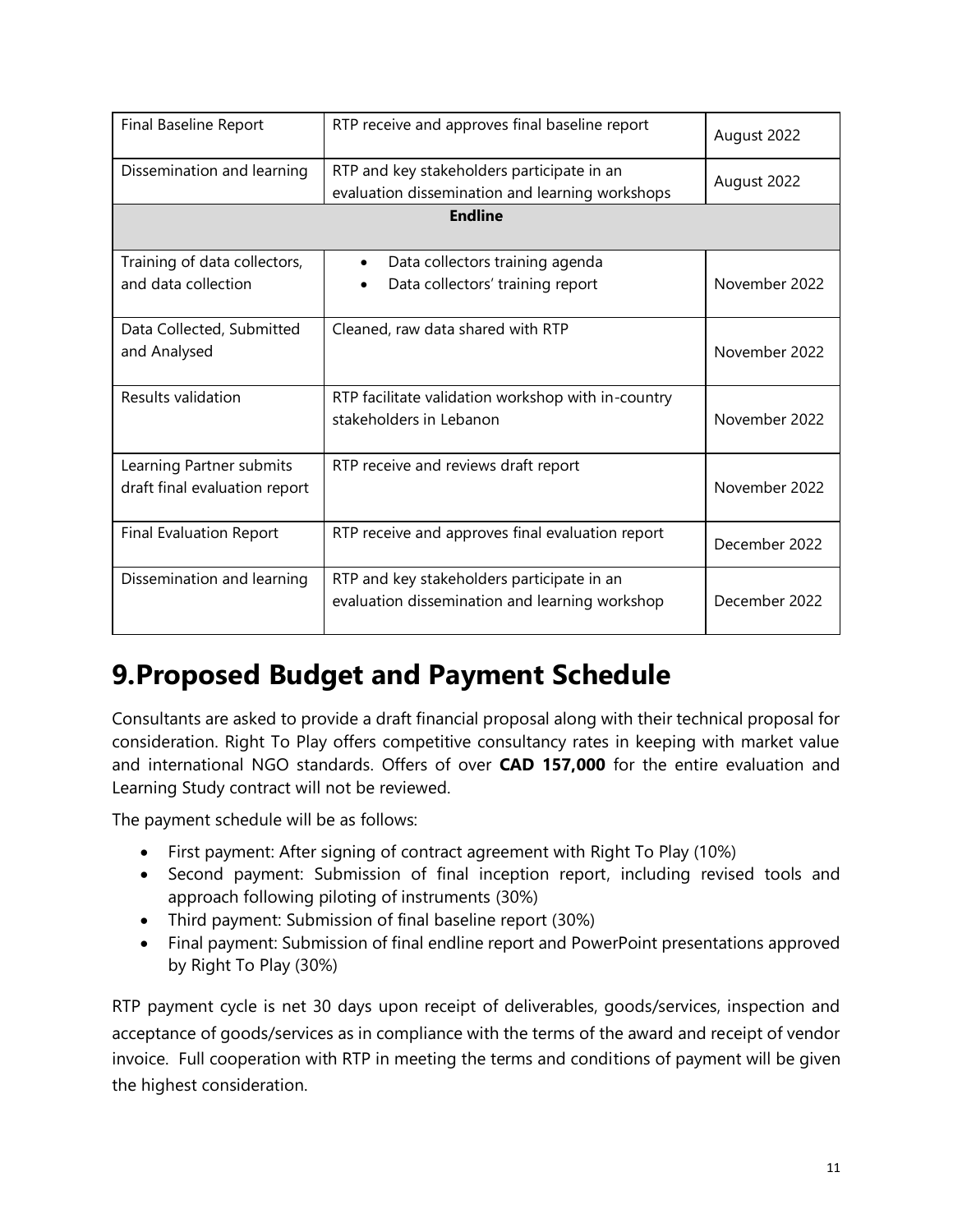| Final Baseline Report | RTP receive and approves final baseline report | August 2022 |
|---|---|---|
| Dissemination and learning | RTP and key stakeholders participate in an evaluation dissemination and learning workshops | August 2022 |
| **Endline** | | |
| Training of data collectors, and data collection | • Data collectors training agenda<br>• Data collectors' training report | November 2022 |
| Data Collected, Submitted and Analysed | Cleaned, raw data shared with RTP | November 2022 |
| Results validation | RTP facilitate validation workshop with in-country stakeholders in Lebanon | November 2022 |
| Learning Partner submits draft final evaluation report | RTP receive and reviews draft report | November 2022 |
| Final Evaluation Report | RTP receive and approves final evaluation report | December 2022 |
| Dissemination and learning | RTP and key stakeholders participate in an evaluation dissemination and learning workshop | December 2022 |

# 9.Proposed Budget and Payment Schedule

Consultants are asked to provide a draft financial proposal along with their technical proposal for consideration. Right To Play offers competitive consultancy rates in keeping with market value and international NGO standards. Offers of over **CAD 157,000** for the entire evaluation and Learning Study contract will not be reviewed.

The payment schedule will be as follows:

- First payment: After signing of contract agreement with Right To Play (10%)
- Second payment: Submission of final inception report, including revised tools and approach following piloting of instruments (30%)
- Third payment: Submission of final baseline report (30%)
- Final payment: Submission of final endline report and PowerPoint presentations approved by Right To Play (30%)

RTP payment cycle is net 30 days upon receipt of deliverables, goods/services, inspection and acceptance of goods/services as in compliance with the terms of the award and receipt of vendor invoice. Full cooperation with RTP in meeting the terms and conditions of payment will be given the highest consideration.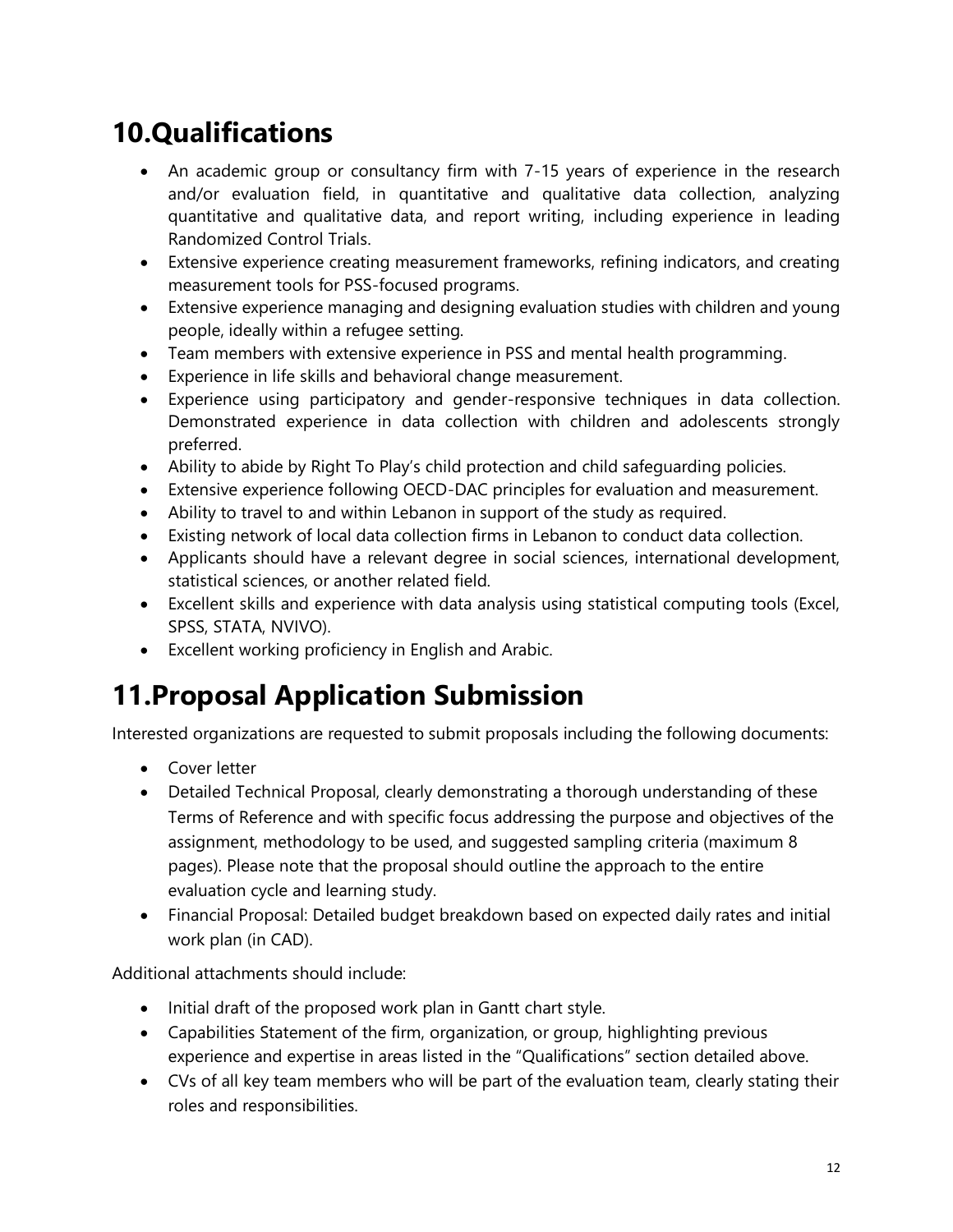## 10.Qualifications

- An academic group or consultancy firm with 7-15 years of experience in the research and/or evaluation field, in quantitative and qualitative data collection, analyzing quantitative and qualitative data, and report writing, including experience in leading Randomized Control Trials.
- Extensive experience creating measurement frameworks, refining indicators, and creating measurement tools for PSS-focused programs.
- Extensive experience managing and designing evaluation studies with children and young people, ideally within a refugee setting.
- Team members with extensive experience in PSS and mental health programming.
- Experience in life skills and behavioral change measurement.
- Experience using participatory and gender-responsive techniques in data collection. Demonstrated experience in data collection with children and adolescents strongly preferred.
- Ability to abide by Right To Play's child protection and child safeguarding policies.
- Extensive experience following OECD-DAC principles for evaluation and measurement.
- Ability to travel to and within Lebanon in support of the study as required.
- Existing network of local data collection firms in Lebanon to conduct data collection.
- Applicants should have a relevant degree in social sciences, international development, statistical sciences, or another related field.
- Excellent skills and experience with data analysis using statistical computing tools (Excel, SPSS, STATA, NVIVO).
- Excellent working proficiency in English and Arabic.

## 11.Proposal Application Submission

Interested organizations are requested to submit proposals including the following documents:

- Cover letter
- Detailed Technical Proposal, clearly demonstrating a thorough understanding of these Terms of Reference and with specific focus addressing the purpose and objectives of the assignment, methodology to be used, and suggested sampling criteria (maximum 8 pages). Please note that the proposal should outline the approach to the entire evaluation cycle and learning study.
- Financial Proposal: Detailed budget breakdown based on expected daily rates and initial work plan (in CAD).

Additional attachments should include:

- Initial draft of the proposed work plan in Gantt chart style.
- Capabilities Statement of the firm, organization, or group, highlighting previous experience and expertise in areas listed in the "Qualifications" section detailed above.
- CVs of all key team members who will be part of the evaluation team, clearly stating their roles and responsibilities.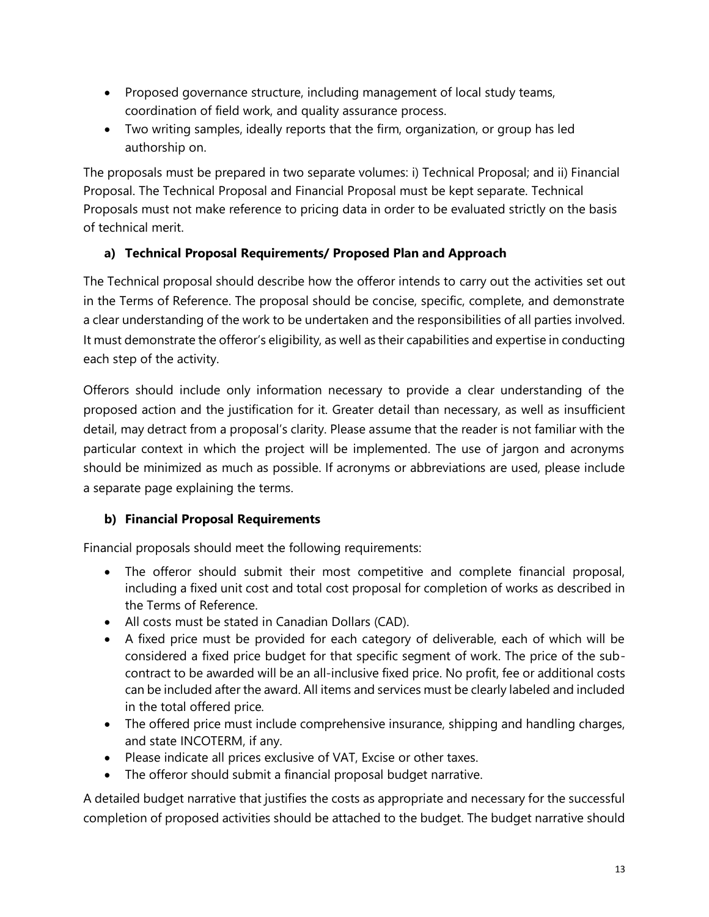- Proposed governance structure, including management of local study teams, coordination of field work, and quality assurance process.
- Two writing samples, ideally reports that the firm, organization, or group has led authorship on.

The proposals must be prepared in two separate volumes: i) Technical Proposal; and ii) Financial Proposal. The Technical Proposal and Financial Proposal must be kept separate. Technical Proposals must not make reference to pricing data in order to be evaluated strictly on the basis of technical merit.

### a) Technical Proposal Requirements/ Proposed Plan and Approach

The Technical proposal should describe how the offeror intends to carry out the activities set out in the Terms of Reference. The proposal should be concise, specific, complete, and demonstrate a clear understanding of the work to be undertaken and the responsibilities of all parties involved. It must demonstrate the offeror's eligibility, as well as their capabilities and expertise in conducting each step of the activity.

Offerors should include only information necessary to provide a clear understanding of the proposed action and the justification for it. Greater detail than necessary, as well as insufficient detail, may detract from a proposal's clarity. Please assume that the reader is not familiar with the particular context in which the project will be implemented. The use of jargon and acronyms should be minimized as much as possible. If acronyms or abbreviations are used, please include a separate page explaining the terms.

### b) Financial Proposal Requirements

Financial proposals should meet the following requirements:

- The offeror should submit their most competitive and complete financial proposal, including a fixed unit cost and total cost proposal for completion of works as described in the Terms of Reference.
- All costs must be stated in Canadian Dollars (CAD).
- A fixed price must be provided for each category of deliverable, each of which will be considered a fixed price budget for that specific segment of work. The price of the sub-contract to be awarded will be an all-inclusive fixed price. No profit, fee or additional costs can be included after the award. All items and services must be clearly labeled and included in the total offered price.
- The offered price must include comprehensive insurance, shipping and handling charges, and state INCOTERM, if any.
- Please indicate all prices exclusive of VAT, Excise or other taxes.
- The offeror should submit a financial proposal budget narrative.

A detailed budget narrative that justifies the costs as appropriate and necessary for the successful completion of proposed activities should be attached to the budget. The budget narrative should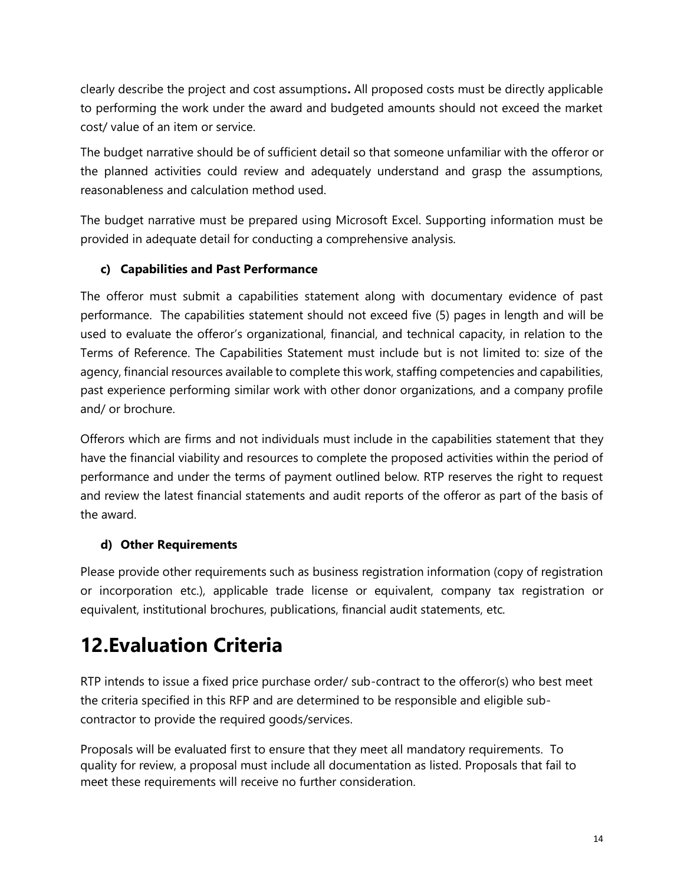clearly describe the project and cost assumptions**.** All proposed costs must be directly applicable to performing the work under the award and budgeted amounts should not exceed the market cost/ value of an item or service.

The budget narrative should be of sufficient detail so that someone unfamiliar with the offeror or the planned activities could review and adequately understand and grasp the assumptions, reasonableness and calculation method used.

The budget narrative must be prepared using Microsoft Excel. Supporting information must be provided in adequate detail for conducting a comprehensive analysis.

#### c) Capabilities and Past Performance

The offeror must submit a capabilities statement along with documentary evidence of past performance. The capabilities statement should not exceed five (5) pages in length and will be used to evaluate the offeror's organizational, financial, and technical capacity, in relation to the Terms of Reference. The Capabilities Statement must include but is not limited to: size of the agency, financial resources available to complete this work, staffing competencies and capabilities, past experience performing similar work with other donor organizations, and a company profile and/ or brochure.

Offerors which are firms and not individuals must include in the capabilities statement that they have the financial viability and resources to complete the proposed activities within the period of performance and under the terms of payment outlined below. RTP reserves the right to request and review the latest financial statements and audit reports of the offeror as part of the basis of the award.

#### d) Other Requirements

Please provide other requirements such as business registration information (copy of registration or incorporation etc.), applicable trade license or equivalent, company tax registration or equivalent, institutional brochures, publications, financial audit statements, etc.

# 12. Evaluation Criteria

RTP intends to issue a fixed price purchase order/ sub-contract to the offeror(s) who best meet the criteria specified in this RFP and are determined to be responsible and eligible sub-contractor to provide the required goods/services.

Proposals will be evaluated first to ensure that they meet all mandatory requirements. To quality for review, a proposal must include all documentation as listed. Proposals that fail to meet these requirements will receive no further consideration.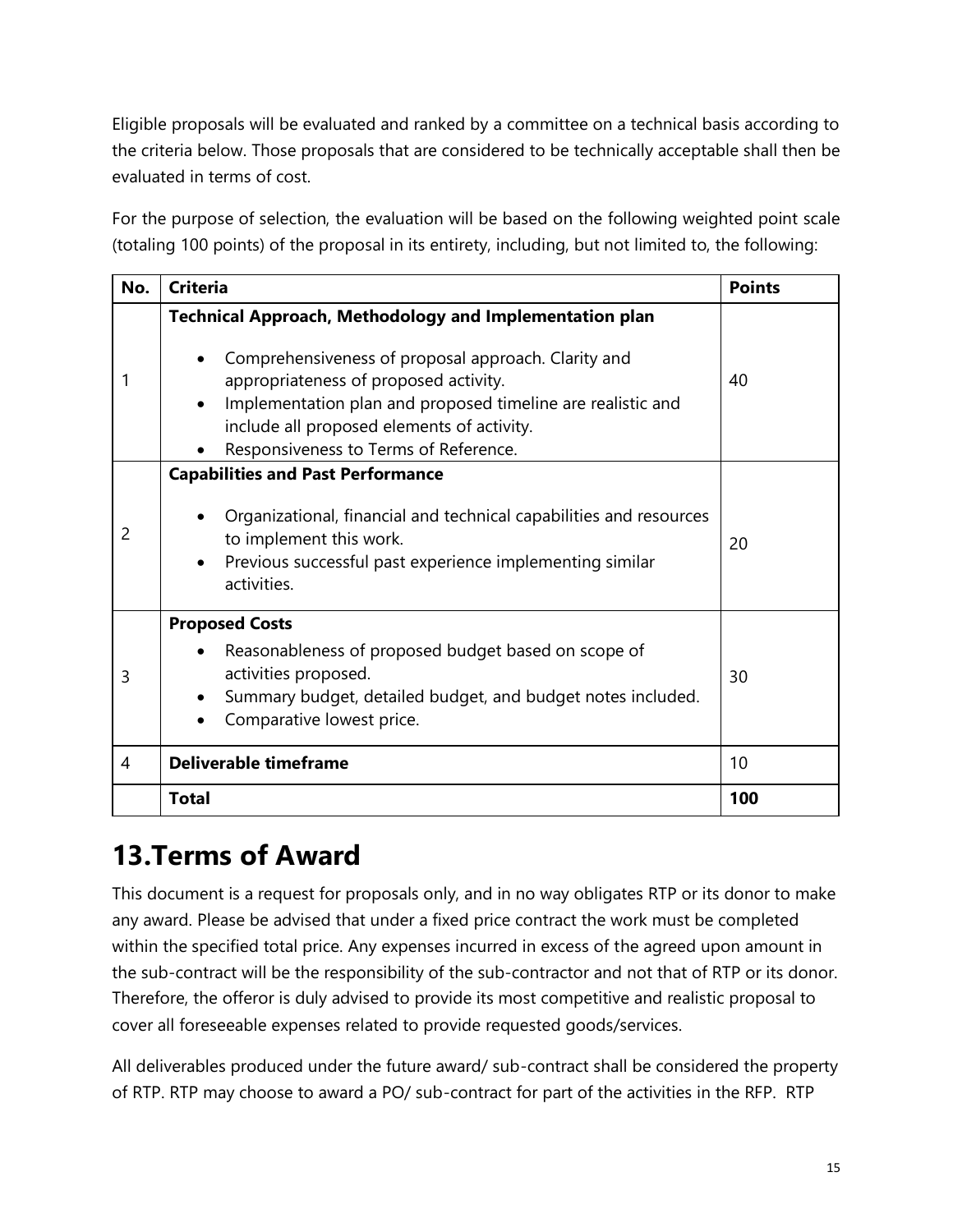Eligible proposals will be evaluated and ranked by a committee on a technical basis according to the criteria below. Those proposals that are considered to be technically acceptable shall then be evaluated in terms of cost.

For the purpose of selection, the evaluation will be based on the following weighted point scale (totaling 100 points) of the proposal in its entirety, including, but not limited to, the following:

| No. | Criteria | Points |
|---|---|---|
| 1 | **Technical Approach, Methodology and Implementation plan**<br>• Comprehensiveness of proposal approach. Clarity and appropriateness of proposed activity.<br>• Implementation plan and proposed timeline are realistic and include all proposed elements of activity.<br>• Responsiveness to Terms of Reference. | 40 |
| 2 | **Capabilities and Past Performance**<br>• Organizational, financial and technical capabilities and resources to implement this work.<br>• Previous successful past experience implementing similar activities. | 20 |
| 3 | **Proposed Costs**<br>• Reasonableness of proposed budget based on scope of activities proposed.<br>• Summary budget, detailed budget, and budget notes included.<br>• Comparative lowest price. | 30 |
| 4 | **Deliverable timeframe** | 10 |
| | **Total** | **100** |

# 13.Terms of Award

This document is a request for proposals only, and in no way obligates RTP or its donor to make any award. Please be advised that under a fixed price contract the work must be completed within the specified total price. Any expenses incurred in excess of the agreed upon amount in the sub-contract will be the responsibility of the sub-contractor and not that of RTP or its donor. Therefore, the offeror is duly advised to provide its most competitive and realistic proposal to cover all foreseeable expenses related to provide requested goods/services.

All deliverables produced under the future award/ sub-contract shall be considered the property of RTP. RTP may choose to award a PO/ sub-contract for part of the activities in the RFP. RTP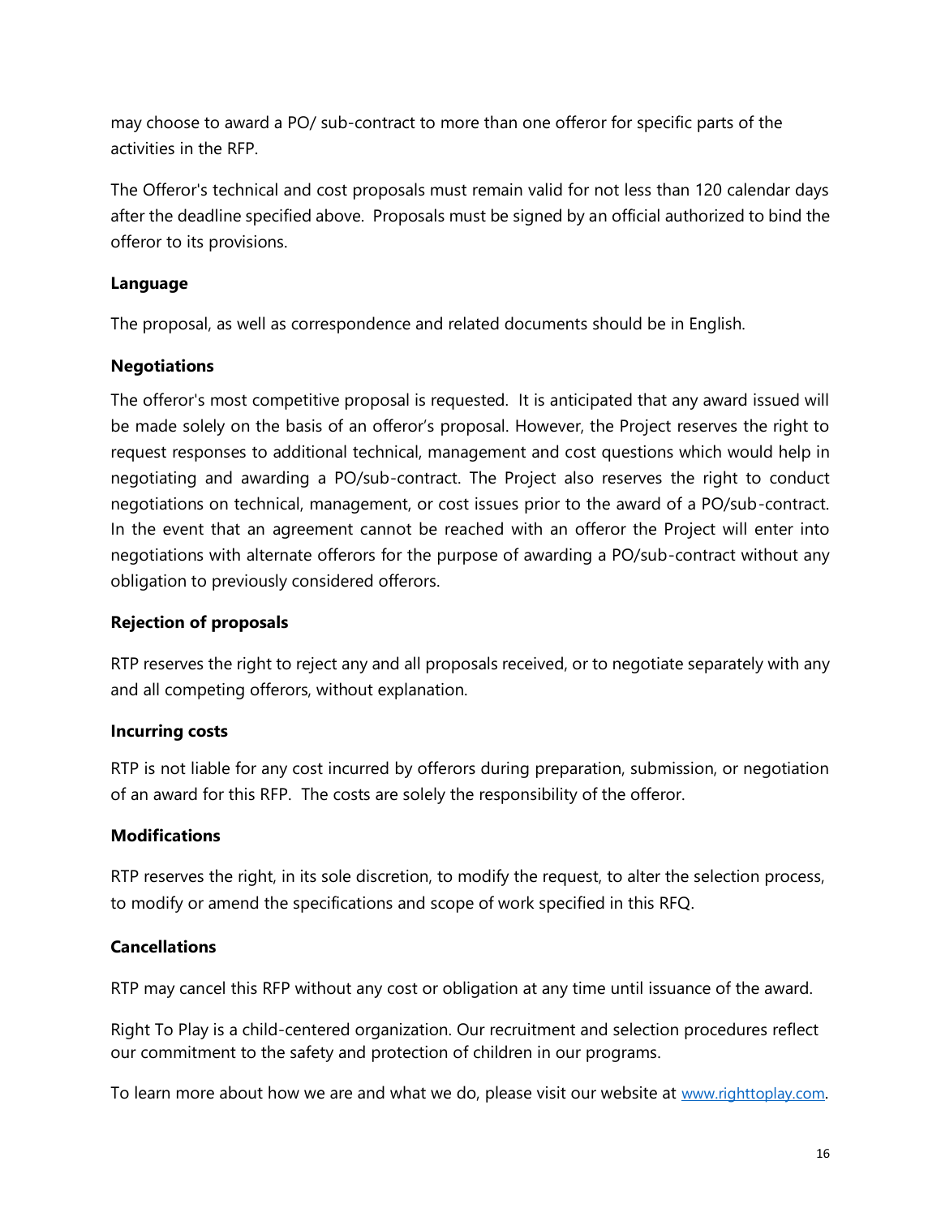may choose to award a PO/ sub-contract to more than one offeror for specific parts of the activities in the RFP.

The Offeror's technical and cost proposals must remain valid for not less than 120 calendar days after the deadline specified above. Proposals must be signed by an official authorized to bind the offeror to its provisions.

**Language**

The proposal, as well as correspondence and related documents should be in English.

**Negotiations**

The offeror's most competitive proposal is requested. It is anticipated that any award issued will be made solely on the basis of an offeror's proposal. However, the Project reserves the right to request responses to additional technical, management and cost questions which would help in negotiating and awarding a PO/sub-contract. The Project also reserves the right to conduct negotiations on technical, management, or cost issues prior to the award of a PO/sub-contract. In the event that an agreement cannot be reached with an offeror the Project will enter into negotiations with alternate offerors for the purpose of awarding a PO/sub-contract without any obligation to previously considered offerors.

**Rejection of proposals**

RTP reserves the right to reject any and all proposals received, or to negotiate separately with any and all competing offerors, without explanation.

**Incurring costs**

RTP is not liable for any cost incurred by offerors during preparation, submission, or negotiation of an award for this RFP. The costs are solely the responsibility of the offeror.

**Modifications**

RTP reserves the right, in its sole discretion, to modify the request, to alter the selection process, to modify or amend the specifications and scope of work specified in this RFQ.

**Cancellations**

RTP may cancel this RFP without any cost or obligation at any time until issuance of the award.

Right To Play is a child-centered organization. Our recruitment and selection procedures reflect our commitment to the safety and protection of children in our programs.

To learn more about how we are and what we do, please visit our website at www.righttoplay.com.